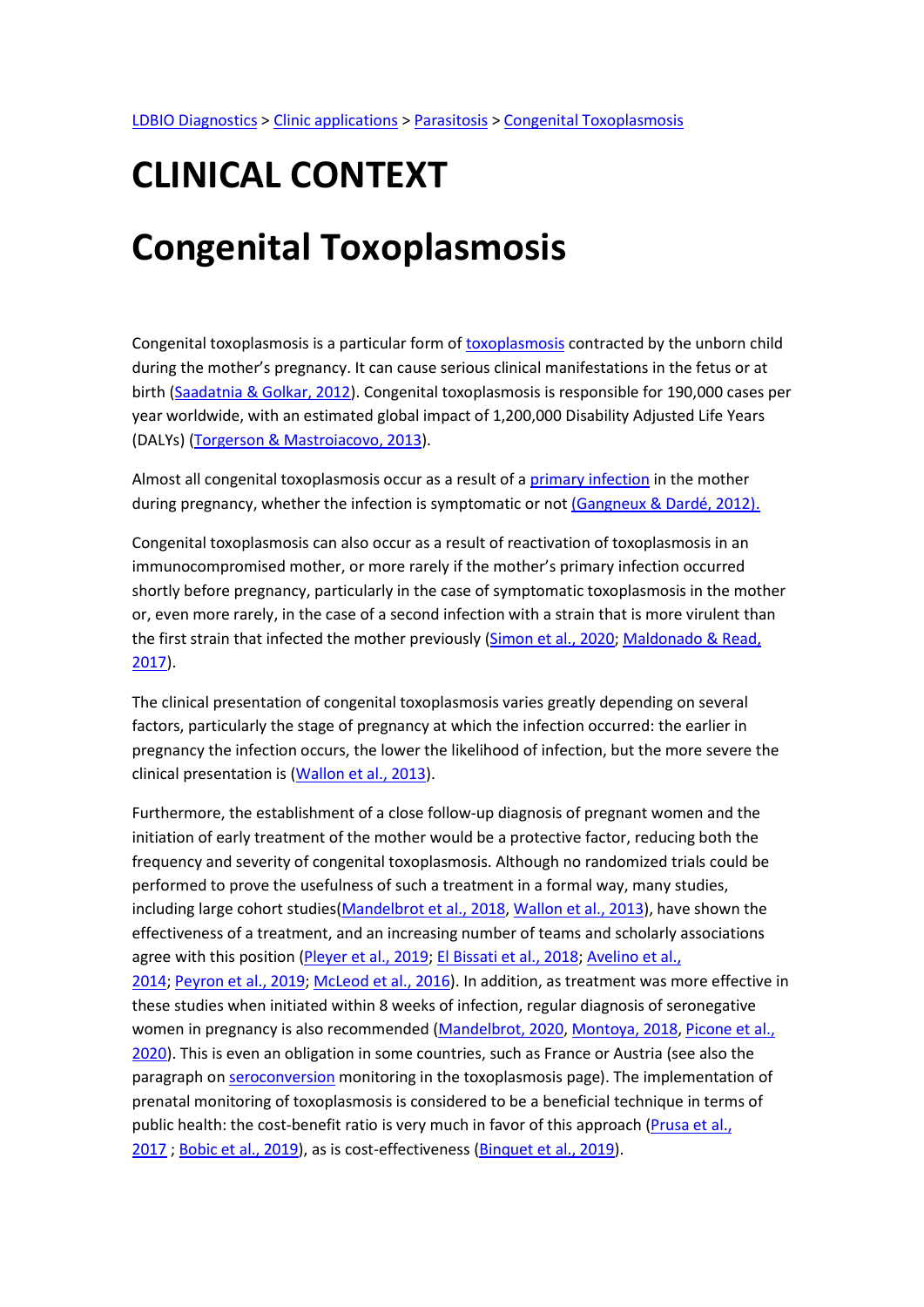LDBIO Diagnostics > Clinic applications > Parasitosis > Congenital Toxoplasmosis

# CLINICAL CONTEXT

# Congenital Toxoplasmosis

Congenital toxoplasmosis is a particular form of toxoplasmosis contracted by the unborn child during the mother's pregnancy. It can cause serious clinical manifestations in the fetus or at birth (Saadatnia & Golkar, 2012). Congenital toxoplasmosis is responsible for 190,000 cases per year worldwide, with an estimated global impact of 1,200,000 Disability Adjusted Life Years (DALYs) (Torgerson & Mastroiacovo, 2013).

Almost all congenital toxoplasmosis occur as a result of a primary infection in the mother during pregnancy, whether the infection is symptomatic or not (Gangneux & Dardé, 2012).

Congenital toxoplasmosis can also occur as a result of reactivation of toxoplasmosis in an immunocompromised mother, or more rarely if the mother's primary infection occurred shortly before pregnancy, particularly in the case of symptomatic toxoplasmosis in the mother or, even more rarely, in the case of a second infection with a strain that is more virulent than the first strain that infected the mother previously (Simon et al., 2020; Maldonado & Read, 2017).

The clinical presentation of congenital toxoplasmosis varies greatly depending on several factors, particularly the stage of pregnancy at which the infection occurred: the earlier in pregnancy the infection occurs, the lower the likelihood of infection, but the more severe the clinical presentation is (Wallon et al., 2013).

Furthermore, the establishment of a close follow-up diagnosis of pregnant women and the initiation of early treatment of the mother would be a protective factor, reducing both the frequency and severity of congenital toxoplasmosis. Although no randomized trials could be performed to prove the usefulness of such a treatment in a formal way, many studies, including large cohort studies(Mandelbrot et al., 2018, Wallon et al., 2013), have shown the effectiveness of a treatment, and an increasing number of teams and scholarly associations agree with this position (Pleyer et al., 2019; El Bissati et al., 2018; Avelino et al., 2014; Peyron et al., 2019; McLeod et al., 2016). In addition, as treatment was more effective in these studies when initiated within 8 weeks of infection, regular diagnosis of seronegative women in pregnancy is also recommended (Mandelbrot, 2020, Montoya, 2018, Picone et al., 2020). This is even an obligation in some countries, such as France or Austria (see also the paragraph on seroconversion monitoring in the toxoplasmosis page). The implementation of prenatal monitoring of toxoplasmosis is considered to be a beneficial technique in terms of public health: the cost-benefit ratio is very much in favor of this approach (Prusa et al., 2017 ; Bobic et al., 2019), as is cost-effectiveness (Binquet et al., 2019).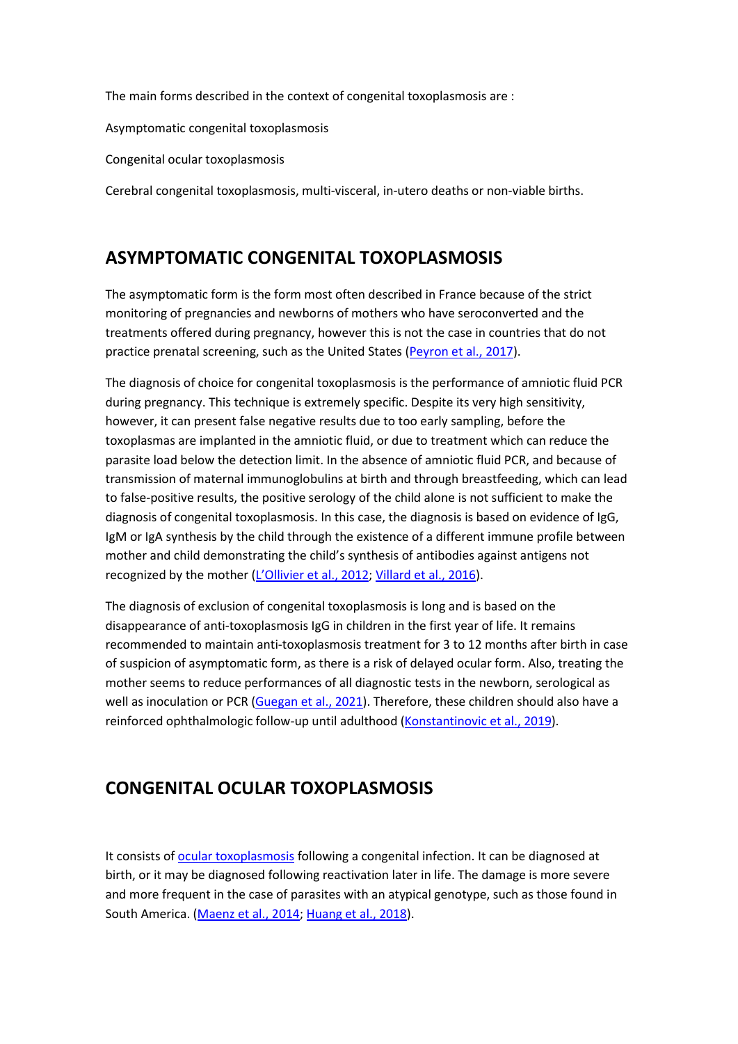The main forms described in the context of congenital toxoplasmosis are :

Asymptomatic congenital toxoplasmosis

Congenital ocular toxoplasmosis

Cerebral congenital toxoplasmosis, multi-visceral, in-utero deaths or non-viable births.

## ASYMPTOMATIC CONGENITAL TOXOPLASMOSIS

The asymptomatic form is the form most often described in France because of the strict monitoring of pregnancies and newborns of mothers who have seroconverted and the treatments offered during pregnancy, however this is not the case in countries that do not practice prenatal screening, such as the United States (Peyron et al., 2017).

The diagnosis of choice for congenital toxoplasmosis is the performance of amniotic fluid PCR during pregnancy. This technique is extremely specific. Despite its very high sensitivity, however, it can present false negative results due to too early sampling, before the toxoplasmas are implanted in the amniotic fluid, or due to treatment which can reduce the parasite load below the detection limit. In the absence of amniotic fluid PCR, and because of transmission of maternal immunoglobulins at birth and through breastfeeding, which can lead to false-positive results, the positive serology of the child alone is not sufficient to make the diagnosis of congenital toxoplasmosis. In this case, the diagnosis is based on evidence of IgG, IgM or IgA synthesis by the child through the existence of a different immune profile between mother and child demonstrating the child's synthesis of antibodies against antigens not recognized by the mother (L'Ollivier et al., 2012; Villard et al., 2016).

The diagnosis of exclusion of congenital toxoplasmosis is long and is based on the disappearance of anti-toxoplasmosis IgG in children in the first year of life. It remains recommended to maintain anti-toxoplasmosis treatment for 3 to 12 months after birth in case of suspicion of asymptomatic form, as there is a risk of delayed ocular form. Also, treating the mother seems to reduce performances of all diagnostic tests in the newborn, serological as well as inoculation or PCR (Guegan et al., 2021). Therefore, these children should also have a reinforced ophthalmologic follow-up until adulthood (Konstantinovic et al., 2019).

## CONGENITAL OCULAR TOXOPLASMOSIS

It consists of ocular toxoplasmosis following a congenital infection. It can be diagnosed at birth, or it may be diagnosed following reactivation later in life. The damage is more severe and more frequent in the case of parasites with an atypical genotype, such as those found in South America. (Maenz et al., 2014; Huang et al., 2018).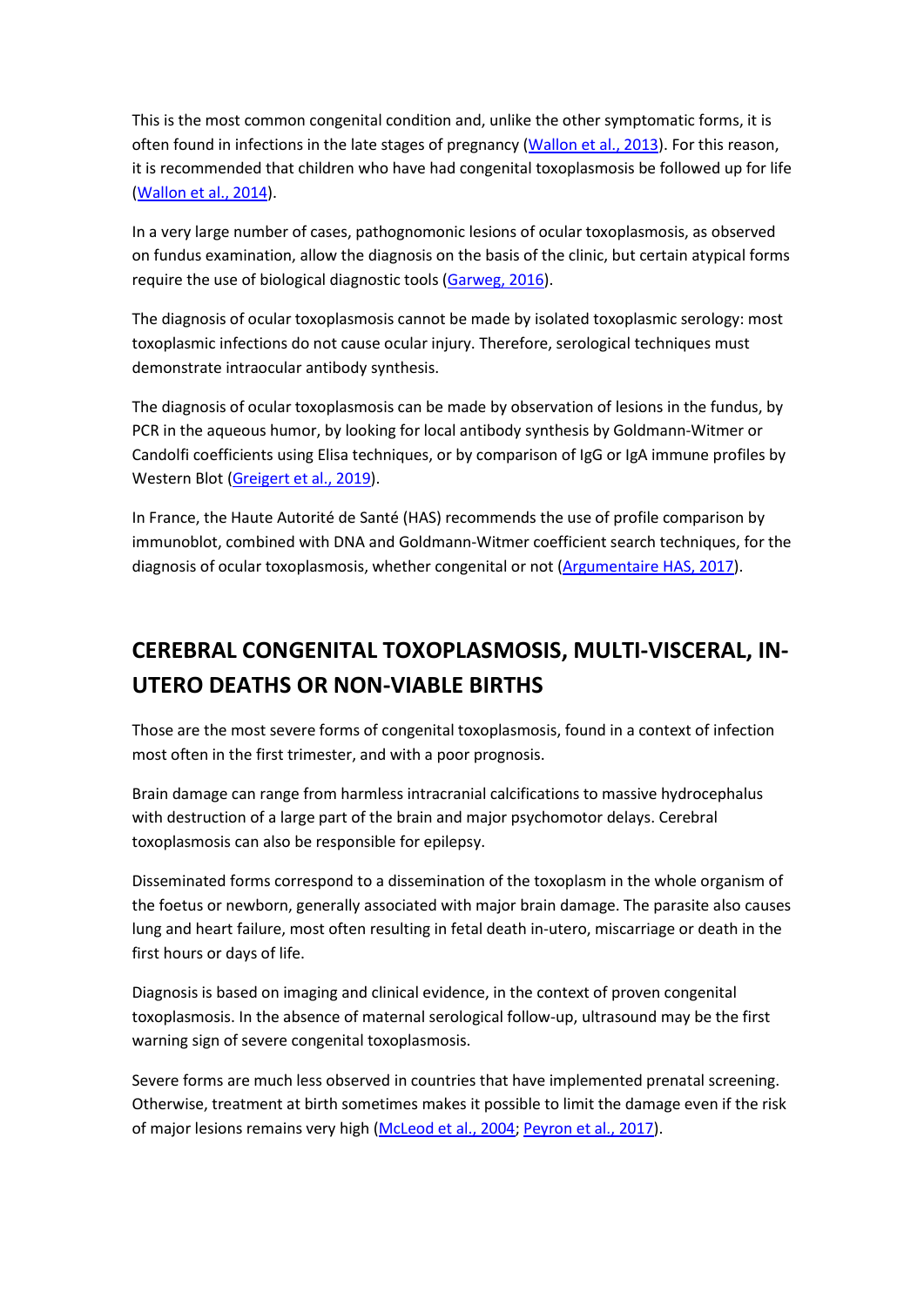This is the most common congenital condition and, unlike the other symptomatic forms, it is often found in infections in the late stages of pregnancy ([Wallon et al., 2013]). For this reason, it is recommended that children who have had congenital toxoplasmosis be followed up for life ([Wallon et al., 2014]).

In a very large number of cases, pathognomonic lesions of ocular toxoplasmosis, as observed on fundus examination, allow the diagnosis on the basis of the clinic, but certain atypical forms require the use of biological diagnostic tools ([Garweg, 2016]).

The diagnosis of ocular toxoplasmosis cannot be made by isolated toxoplasmic serology: most toxoplasmic infections do not cause ocular injury. Therefore, serological techniques must demonstrate intraocular antibody synthesis.

The diagnosis of ocular toxoplasmosis can be made by observation of lesions in the fundus, by PCR in the aqueous humor, by looking for local antibody synthesis by Goldmann-Witmer or Candolfi coefficients using Elisa techniques, or by comparison of IgG or IgA immune profiles by Western Blot ([Greigert et al., 2019]).

In France, the Haute Autorité de Santé (HAS) recommends the use of profile comparison by immunoblot, combined with DNA and Goldmann-Witmer coefficient search techniques, for the diagnosis of ocular toxoplasmosis, whether congenital or not ([Argumentaire HAS, 2017]).

## CEREBRAL CONGENITAL TOXOPLASMOSIS, MULTI-VISCERAL, IN-UTERO DEATHS OR NON-VIABLE BIRTHS

Those are the most severe forms of congenital toxoplasmosis, found in a context of infection most often in the first trimester, and with a poor prognosis.

Brain damage can range from harmless intracranial calcifications to massive hydrocephalus with destruction of a large part of the brain and major psychomotor delays. Cerebral toxoplasmosis can also be responsible for epilepsy.

Disseminated forms correspond to a dissemination of the toxoplasm in the whole organism of the foetus or newborn, generally associated with major brain damage. The parasite also causes lung and heart failure, most often resulting in fetal death in-utero, miscarriage or death in the first hours or days of life.

Diagnosis is based on imaging and clinical evidence, in the context of proven congenital toxoplasmosis. In the absence of maternal serological follow-up, ultrasound may be the first warning sign of severe congenital toxoplasmosis.

Severe forms are much less observed in countries that have implemented prenatal screening. Otherwise, treatment at birth sometimes makes it possible to limit the damage even if the risk of major lesions remains very high ([McLeod et al., 2004]; [Peyron et al., 2017]).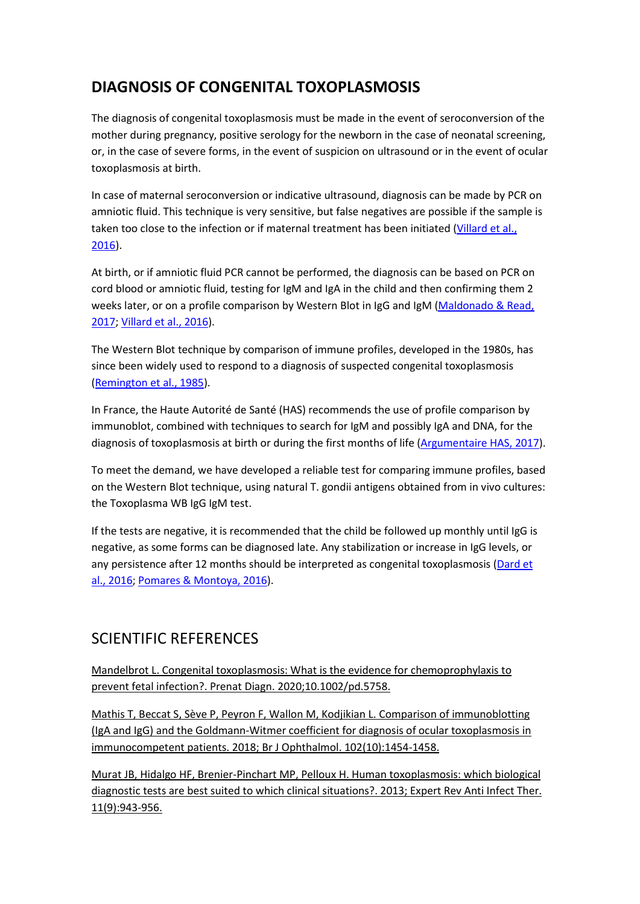## DIAGNOSIS OF CONGENITAL TOXOPLASMOSIS

The diagnosis of congenital toxoplasmosis must be made in the event of seroconversion of the mother during pregnancy, positive serology for the newborn in the case of neonatal screening, or, in the case of severe forms, in the event of suspicion on ultrasound or in the event of ocular toxoplasmosis at birth.

In case of maternal seroconversion or indicative ultrasound, diagnosis can be made by PCR on amniotic fluid. This technique is very sensitive, but false negatives are possible if the sample is taken too close to the infection or if maternal treatment has been initiated (Villard et al., 2016).

At birth, or if amniotic fluid PCR cannot be performed, the diagnosis can be based on PCR on cord blood or amniotic fluid, testing for IgM and IgA in the child and then confirming them 2 weeks later, or on a profile comparison by Western Blot in IgG and IgM (Maldonado & Read, 2017; Villard et al., 2016).

The Western Blot technique by comparison of immune profiles, developed in the 1980s, has since been widely used to respond to a diagnosis of suspected congenital toxoplasmosis (Remington et al., 1985).

In France, the Haute Autorité de Santé (HAS) recommends the use of profile comparison by immunoblot, combined with techniques to search for IgM and possibly IgA and DNA, for the diagnosis of toxoplasmosis at birth or during the first months of life (Argumentaire HAS, 2017).

To meet the demand, we have developed a reliable test for comparing immune profiles, based on the Western Blot technique, using natural T. gondii antigens obtained from in vivo cultures: the Toxoplasma WB IgG IgM test.

If the tests are negative, it is recommended that the child be followed up monthly until IgG is negative, as some forms can be diagnosed late. Any stabilization or increase in IgG levels, or any persistence after 12 months should be interpreted as congenital toxoplasmosis (Dard et al., 2016; Pomares & Montoya, 2016).

## SCIENTIFIC REFERENCES

Mandelbrot L. Congenital toxoplasmosis: What is the evidence for chemoprophylaxis to prevent fetal infection?. Prenat Diagn. 2020;10.1002/pd.5758.

Mathis T, Beccat S, Sève P, Peyron F, Wallon M, Kodjikian L. Comparison of immunoblotting (IgA and IgG) and the Goldmann-Witmer coefficient for diagnosis of ocular toxoplasmosis in immunocompetent patients. 2018; Br J Ophthalmol. 102(10):1454-1458.

Murat JB, Hidalgo HF, Brenier-Pinchart MP, Pelloux H. Human toxoplasmosis: which biological diagnostic tests are best suited to which clinical situations?. 2013; Expert Rev Anti Infect Ther. 11(9):943-956.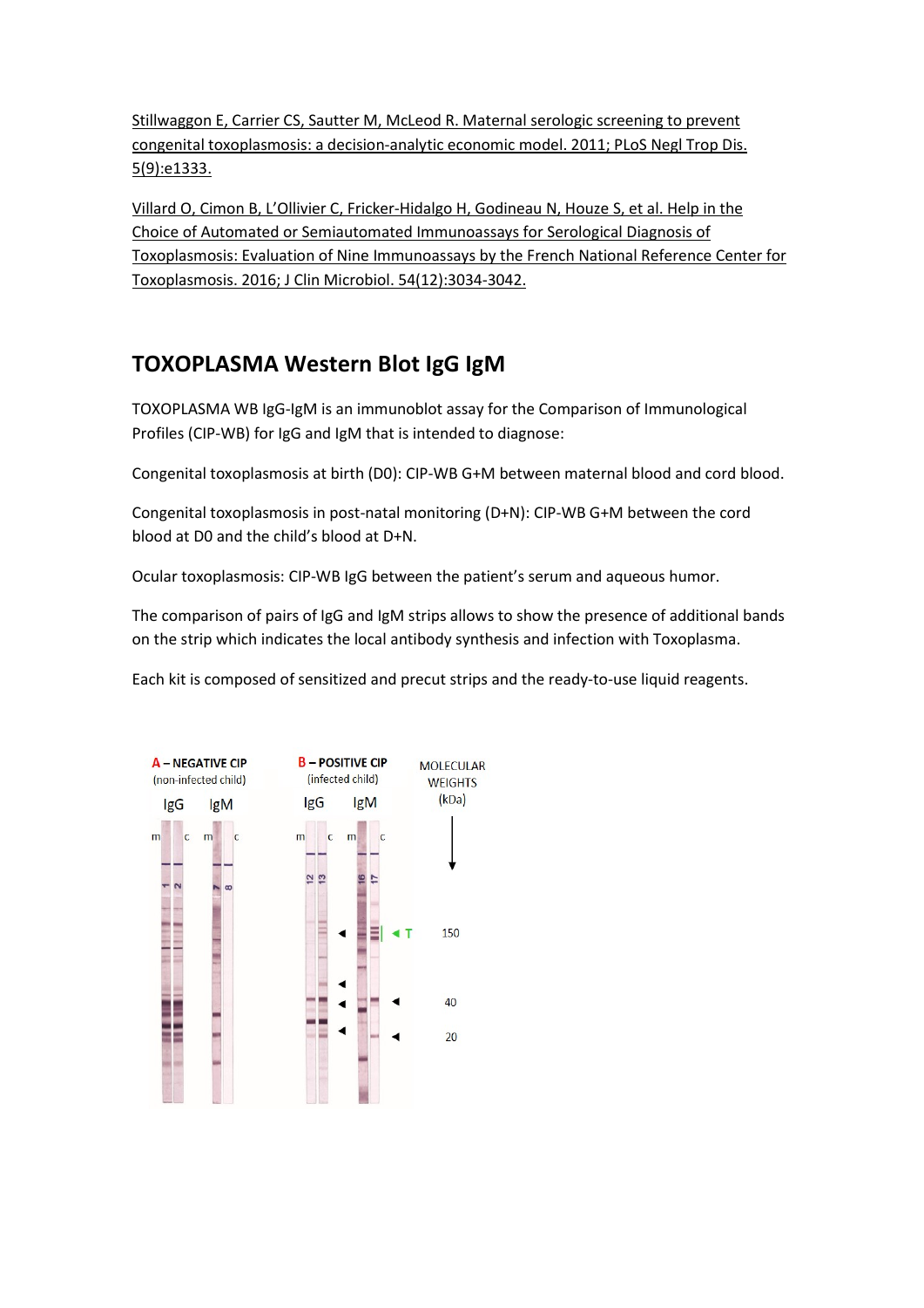Stillwaggon E, Carrier CS, Sautter M, McLeod R. Maternal serologic screening to prevent congenital toxoplasmosis: a decision-analytic economic model. 2011; PLoS Negl Trop Dis. 5(9):e1333.

Villard O, Cimon B, L'Ollivier C, Fricker-Hidalgo H, Godineau N, Houze S, et al. Help in the Choice of Automated or Semiautomated Immunoassays for Serological Diagnosis of Toxoplasmosis: Evaluation of Nine Immunoassays by the French National Reference Center for Toxoplasmosis. 2016; J Clin Microbiol. 54(12):3034-3042.

## TOXOPLASMA Western Blot IgG IgM

TOXOPLASMA WB IgG-IgM is an immunoblot assay for the Comparison of Immunological Profiles (CIP-WB) for IgG and IgM that is intended to diagnose:

Congenital toxoplasmosis at birth (D0): CIP-WB G+M between maternal blood and cord blood.

Congenital toxoplasmosis in post-natal monitoring (D+N): CIP-WB G+M between the cord blood at D0 and the child's blood at D+N.

Ocular toxoplasmosis: CIP-WB IgG between the patient's serum and aqueous humor.

The comparison of pairs of IgG and IgM strips allows to show the presence of additional bands on the strip which indicates the local antibody synthesis and infection with Toxoplasma.

Each kit is composed of sensitized and precut strips and the ready-to-use liquid reagents.

A – NEGATIVE CIP
(non-infected child)

IgG IgM

m c m c

B – POSITIVE CIP
(infected child)

IgG IgM

m c m c

T

MOLECULAR WEIGHTS (kDa)

150

40

20